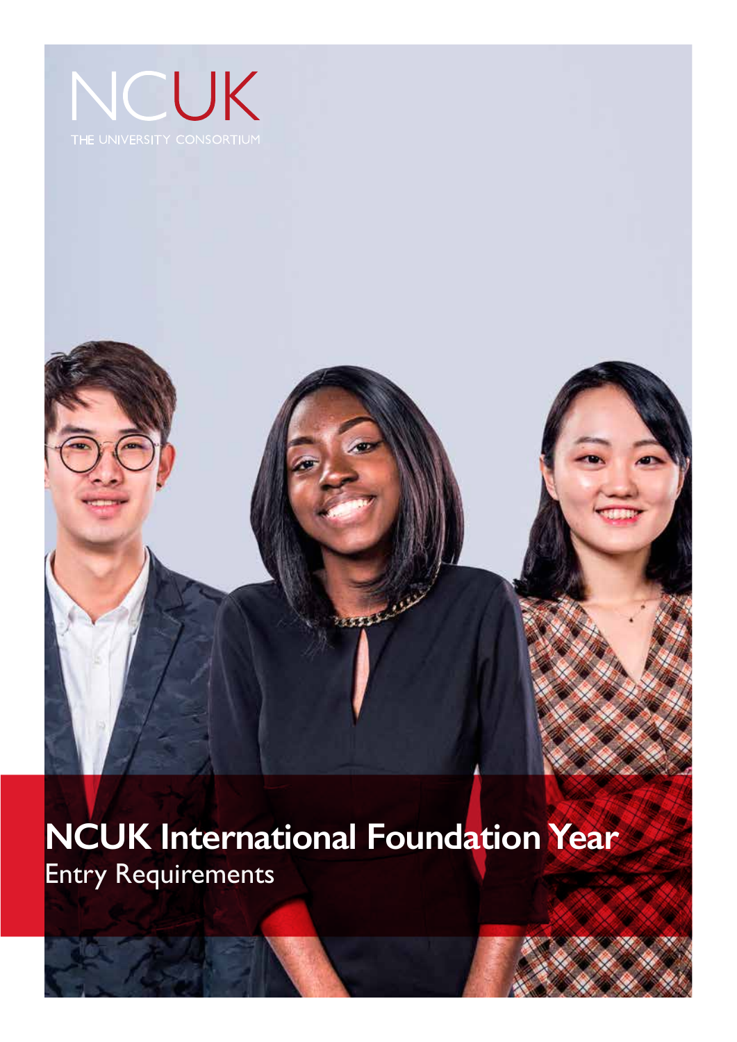NCUK

THE UNIVERSITY CONSORTIUM

# NCUK International Foundation Year

## Entry Requirements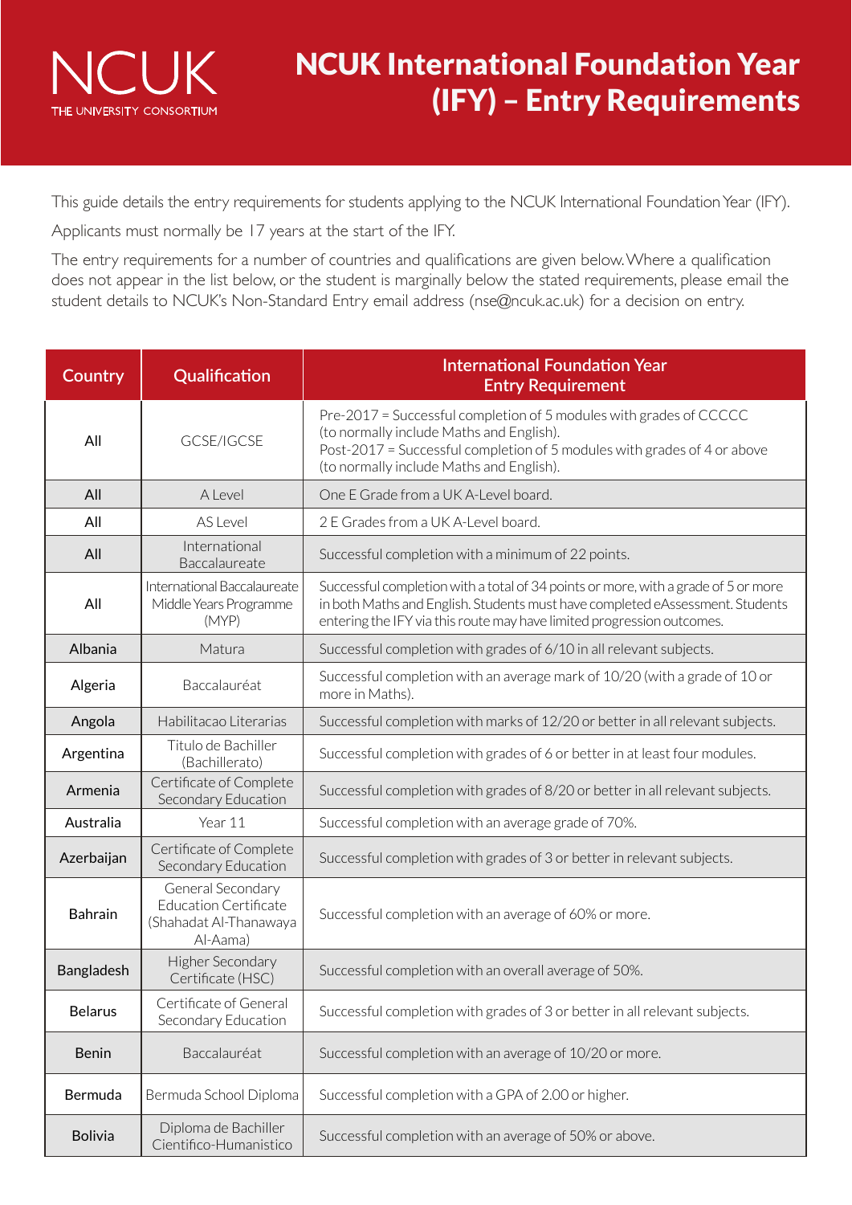NCUK
THE UNIVERSITY CONSORTIUM

# NCUK International Foundation Year (IFY) – Entry Requirements

This guide details the entry requirements for students applying to the NCUK International Foundation Year (IFY).

Applicants must normally be 17 years at the start of the IFY.

The entry requirements for a number of countries and qualifications are given below. Where a qualification does not appear in the list below, or the student is marginally below the stated requirements, please email the student details to NCUK's Non-Standard Entry email address (nse@ncuk.ac.uk) for a decision on entry.

| Country | Qualification | International Foundation Year Entry Requirement |
|---|---|---|
| All | GCSE/IGCSE | Pre-2017 = Successful completion of 5 modules with grades of CCCCC (to normally include Maths and English). Post-2017 = Successful completion of 5 modules with grades of 4 or above (to normally include Maths and English). |
| All | A Level | One E Grade from a UK A-Level board. |
| All | AS Level | 2 E Grades from a UK A-Level board. |
| All | International Baccalaureate | Successful completion with a minimum of 22 points. |
| All | International Baccalaureate Middle Years Programme (MYP) | Successful completion with a total of 34 points or more, with a grade of 5 or more in both Maths and English. Students must have completed eAssessment. Students entering the IFY via this route may have limited progression outcomes. |
| Albania | Matura | Successful completion with grades of 6/10 in all relevant subjects. |
| Algeria | Baccalauréat | Successful completion with an average mark of 10/20 (with a grade of 10 or more in Maths). |
| Angola | Habilitacao Literarias | Successful completion with marks of 12/20 or better in all relevant subjects. |
| Argentina | Titulo de Bachiller (Bachillerato) | Successful completion with grades of 6 or better in at least four modules. |
| Armenia | Certificate of Complete Secondary Education | Successful completion with grades of 8/20 or better in all relevant subjects. |
| Australia | Year 11 | Successful completion with an average grade of 70%. |
| Azerbaijan | Certificate of Complete Secondary Education | Successful completion with grades of 3 or better in relevant subjects. |
| Bahrain | General Secondary Education Certificate (Shahadat Al-Thanawaya Al-Aama) | Successful completion with an average of 60% or more. |
| Bangladesh | Higher Secondary Certificate (HSC) | Successful completion with an overall average of 50%. |
| Belarus | Certificate of General Secondary Education | Successful completion with grades of 3 or better in all relevant subjects. |
| Benin | Baccalauréat | Successful completion with an average of 10/20 or more. |
| Bermuda | Bermuda School Diploma | Successful completion with a GPA of 2.00 or higher. |
| Bolivia | Diploma de Bachiller Cientifico-Humanistico | Successful completion with an average of 50% or above. |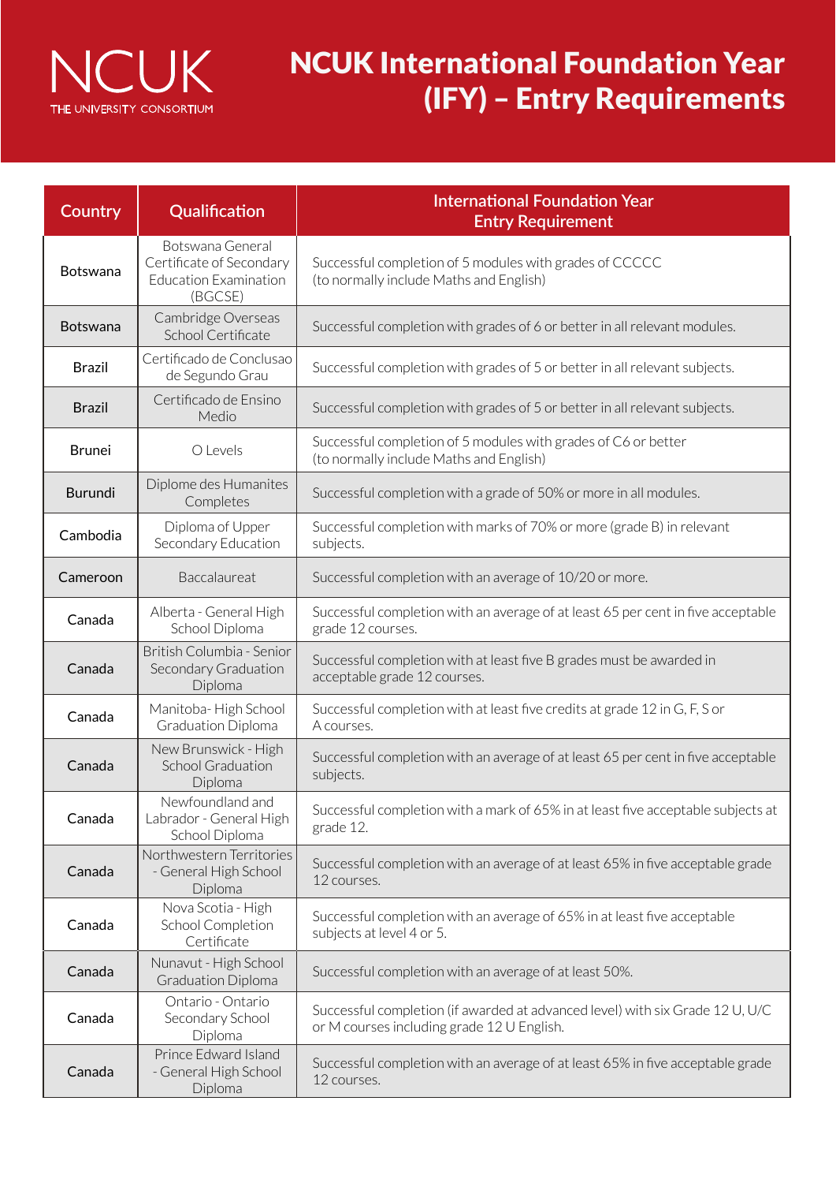# NCUK International Foundation Year (IFY) – Entry Requirements

| Country | Qualification | International Foundation Year Entry Requirement |
|---|---|---|
| Botswana | Botswana General Certificate of Secondary Education Examination (BGCSE) | Successful completion of 5 modules with grades of CCCCC (to normally include Maths and English) |
| Botswana | Cambridge Overseas School Certificate | Successful completion with grades of 6 or better in all relevant modules. |
| Brazil | Certificado de Conclusao de Segundo Grau | Successful completion with grades of 5 or better in all relevant subjects. |
| Brazil | Certificado de Ensino Medio | Successful completion with grades of 5 or better in all relevant subjects. |
| Brunei | O Levels | Successful completion of 5 modules with grades of C6 or better (to normally include Maths and English) |
| Burundi | Diplome des Humanites Completes | Successful completion with a grade of 50% or more in all modules. |
| Cambodia | Diploma of Upper Secondary Education | Successful completion with marks of 70% or more (grade B) in relevant subjects. |
| Cameroon | Baccalaureat | Successful completion with an average of 10/20 or more. |
| Canada | Alberta - General High School Diploma | Successful completion with an average of at least 65 per cent in five acceptable grade 12 courses. |
| Canada | British Columbia - Senior Secondary Graduation Diploma | Successful completion with at least five B grades must be awarded in acceptable grade 12 courses. |
| Canada | Manitoba- High School Graduation Diploma | Successful completion with at least five credits at grade 12 in G, F, S or A courses. |
| Canada | New Brunswick - High School Graduation Diploma | Successful completion with an average of at least 65 per cent in five acceptable subjects. |
| Canada | Newfoundland and Labrador - General High School Diploma | Successful completion with a mark of 65% in at least five acceptable subjects at grade 12. |
| Canada | Northwestern Territories - General High School Diploma | Successful completion with an average of at least 65% in five acceptable grade 12 courses. |
| Canada | Nova Scotia - High School Completion Certificate | Successful completion with an average of 65% in at least five acceptable subjects at level 4 or 5. |
| Canada | Nunavut - High School Graduation Diploma | Successful completion with an average of at least 50%. |
| Canada | Ontario - Ontario Secondary School Diploma | Successful completion (if awarded at advanced level) with six Grade 12 U, U/C or M courses including grade 12 U English. |
| Canada | Prince Edward Island - General High School Diploma | Successful completion with an average of at least 65% in five acceptable grade 12 courses. |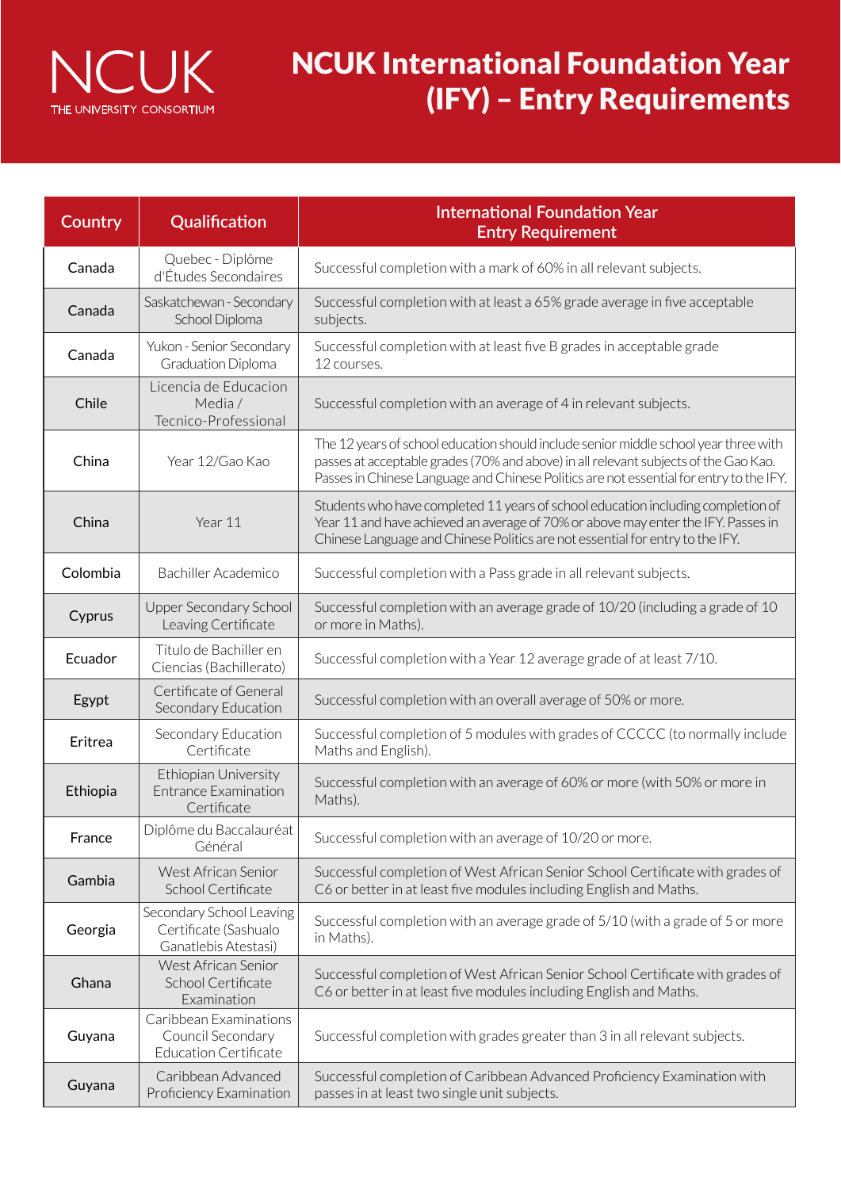# NCUK International Foundation Year (IFY) – Entry Requirements

| Country | Qualification | International Foundation Year Entry Requirement |
| --- | --- | --- |
| Canada | Quebec - Diplôme d'Études Secondaires | Successful completion with a mark of 60% in all relevant subjects. |
| Canada | Saskatchewan - Secondary School Diploma | Successful completion with at least a 65% grade average in five acceptable subjects. |
| Canada | Yukon - Senior Secondary Graduation Diploma | Successful completion with at least five B grades in acceptable grade 12 courses. |
| Chile | Licencia de Educacion Media / Tecnico-Professional | Successful completion with an average of 4 in relevant subjects. |
| China | Year 12/Gao Kao | The 12 years of school education should include senior middle school year three with passes at acceptable grades (70% and above) in all relevant subjects of the Gao Kao. Passes in Chinese Language and Chinese Politics are not essential for entry to the IFY. |
| China | Year 11 | Students who have completed 11 years of school education including completion of Year 11 and have achieved an average of 70% or above may enter the IFY. Passes in Chinese Language and Chinese Politics are not essential for entry to the IFY. |
| Colombia | Bachiller Academico | Successful completion with a Pass grade in all relevant subjects. |
| Cyprus | Upper Secondary School Leaving Certificate | Successful completion with an average grade of 10/20 (including a grade of 10 or more in Maths). |
| Ecuador | Titulo de Bachiller en Ciencias (Bachillerato) | Successful completion with a Year 12 average grade of at least 7/10. |
| Egypt | Certificate of General Secondary Education | Successful completion with an overall average of 50% or more. |
| Eritrea | Secondary Education Certificate | Successful completion of 5 modules with grades of CCCCC (to normally include Maths and English). |
| Ethiopia | Ethiopian University Entrance Examination Certificate | Successful completion with an average of 60% or more (with 50% or more in Maths). |
| France | Diplôme du Baccalauréat Général | Successful completion with an average of 10/20 or more. |
| Gambia | West African Senior School Certificate | Successful completion of West African Senior School Certificate with grades of C6 or better in at least five modules including English and Maths. |
| Georgia | Secondary School Leaving Certificate (Sashualo Ganatlebis Atestasi) | Successful completion with an average grade of 5/10 (with a grade of 5 or more in Maths). |
| Ghana | West African Senior School Certificate Examination | Successful completion of West African Senior School Certificate with grades of C6 or better in at least five modules including English and Maths. |
| Guyana | Caribbean Examinations Council Secondary Education Certificate | Successful completion with grades greater than 3 in all relevant subjects. |
| Guyana | Caribbean Advanced Proficiency Examination | Successful completion of Caribbean Advanced Proficiency Examination with passes in at least two single unit subjects. |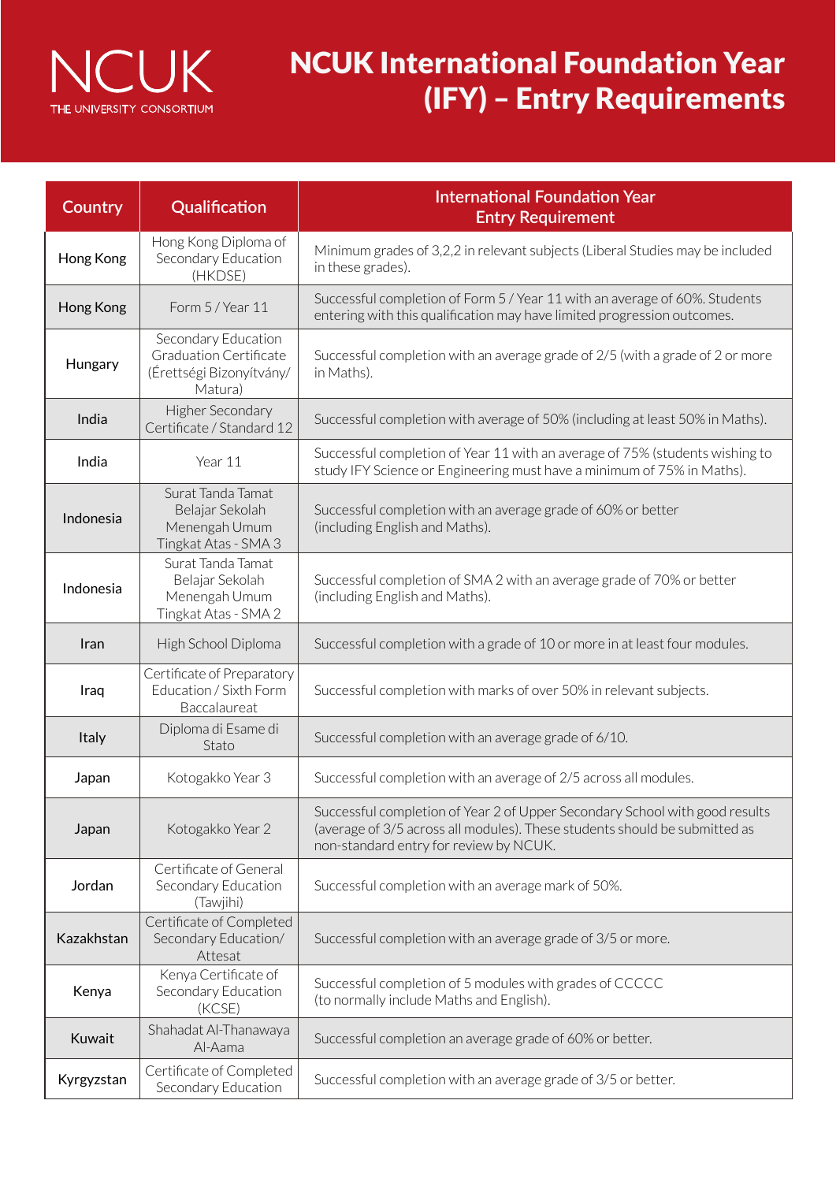NCUK
THE UNIVERSITY CONSORTIUM

# NCUK International Foundation Year (IFY) – Entry Requirements

| Country | Qualification | International Foundation Year Entry Requirement |
|---|---|---|
| Hong Kong | Hong Kong Diploma of Secondary Education (HKDSE) | Minimum grades of 3,2,2 in relevant subjects (Liberal Studies may be included in these grades). |
| Hong Kong | Form 5 / Year 11 | Successful completion of Form 5 / Year 11 with an average of 60%. Students entering with this qualification may have limited progression outcomes. |
| Hungary | Secondary Education Graduation Certificate (Érettségi Bizonyítvány/ Matura) | Successful completion with an average grade of 2/5 (with a grade of 2 or more in Maths). |
| India | Higher Secondary Certificate / Standard 12 | Successful completion with average of 50% (including at least 50% in Maths). |
| India | Year 11 | Successful completion of Year 11 with an average of 75% (students wishing to study IFY Science or Engineering must have a minimum of 75% in Maths). |
| Indonesia | Surat Tanda Tamat Belajar Sekolah Menengah Umum Tingkat Atas - SMA 3 | Successful completion with an average grade of 60% or better (including English and Maths). |
| Indonesia | Surat Tanda Tamat Belajar Sekolah Menengah Umum Tingkat Atas - SMA 2 | Successful completion of SMA 2 with an average grade of 70% or better (including English and Maths). |
| Iran | High School Diploma | Successful completion with a grade of 10 or more in at least four modules. |
| Iraq | Certificate of Preparatory Education / Sixth Form Baccalaureat | Successful completion with marks of over 50% in relevant subjects. |
| Italy | Diploma di Esame di Stato | Successful completion with an average grade of 6/10. |
| Japan | Kotogakko Year 3 | Successful completion with an average of 2/5 across all modules. |
| Japan | Kotogakko Year 2 | Successful completion of Year 2 of Upper Secondary School with good results (average of 3/5 across all modules). These students should be submitted as non-standard entry for review by NCUK. |
| Jordan | Certificate of General Secondary Education (Tawjihi) | Successful completion with an average mark of 50%. |
| Kazakhstan | Certificate of Completed Secondary Education/ Attesat | Successful completion with an average grade of 3/5 or more. |
| Kenya | Kenya Certificate of Secondary Education (KCSE) | Successful completion of 5 modules with grades of CCCCC (to normally include Maths and English). |
| Kuwait | Shahadat Al-Thanawaya Al-Aama | Successful completion an average grade of 60% or better. |
| Kyrgyzstan | Certificate of Completed Secondary Education | Successful completion with an average grade of 3/5 or better. |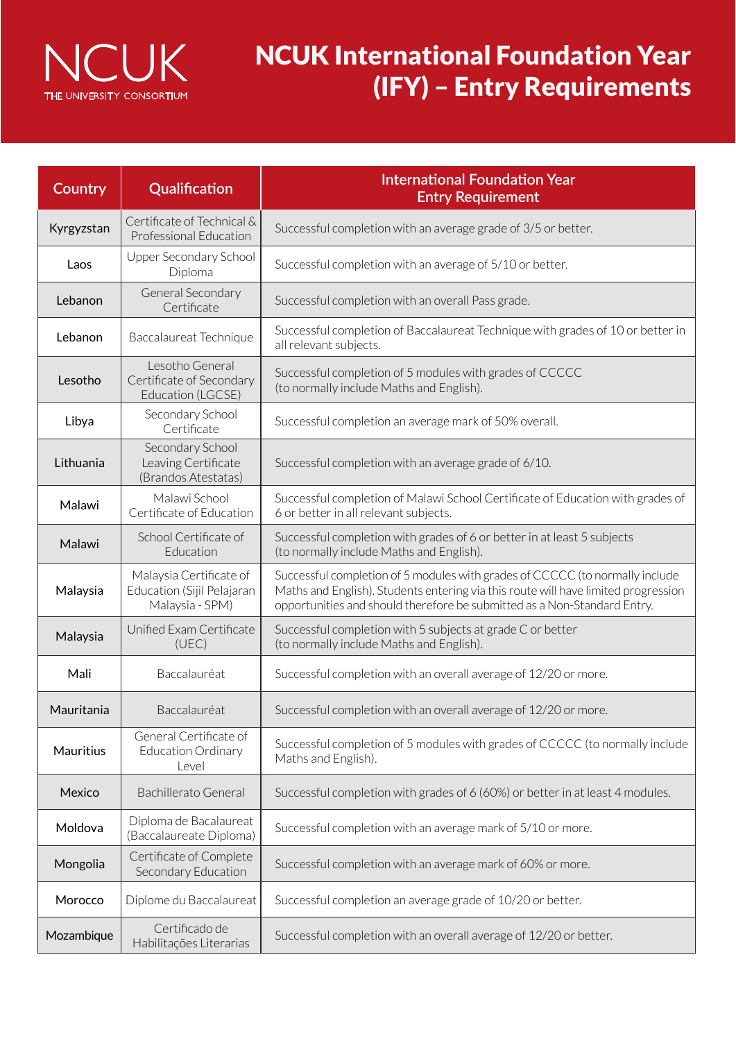NCUK
THE UNIVERSITY CONSORTIUM

# NCUK International Foundation Year (IFY) – Entry Requirements

| Country | Qualification | International Foundation Year Entry Requirement |
|---|---|---|
| Kyrgyzstan | Certificate of Technical & Professional Education | Successful completion with an average grade of 3/5 or better. |
| Laos | Upper Secondary School Diploma | Successful completion with an average of 5/10 or better. |
| Lebanon | General Secondary Certificate | Successful completion with an overall Pass grade. |
| Lebanon | Baccalaureat Technique | Successful completion of Baccalaureat Technique with grades of 10 or better in all relevant subjects. |
| Lesotho | Lesotho General Certificate of Secondary Education (LGCSE) | Successful completion of 5 modules with grades of CCCCC (to normally include Maths and English). |
| Libya | Secondary School Certificate | Successful completion an average mark of 50% overall. |
| Lithuania | Secondary School Leaving Certificate (Brandos Atestatas) | Successful completion with an average grade of 6/10. |
| Malawi | Malawi School Certificate of Education | Successful completion of Malawi School Certificate of Education with grades of 6 or better in all relevant subjects. |
| Malawi | School Certificate of Education | Successful completion with grades of 6 or better in at least 5 subjects (to normally include Maths and English). |
| Malaysia | Malaysia Certificate of Education (Sijil Pelajaran Malaysia - SPM) | Successful completion of 5 modules with grades of CCCCC (to normally include Maths and English). Students entering via this route will have limited progression opportunities and should therefore be submitted as a Non-Standard Entry. |
| Malaysia | Unified Exam Certificate (UEC) | Successful completion with 5 subjects at grade C or better (to normally include Maths and English). |
| Mali | Baccalauréat | Successful completion with an overall average of 12/20 or more. |
| Mauritania | Baccalauréat | Successful completion with an overall average of 12/20 or more. |
| Mauritius | General Certificate of Education Ordinary Level | Successful completion of 5 modules with grades of CCCCC (to normally include Maths and English). |
| Mexico | Bachillerato General | Successful completion with grades of 6 (60%) or better in at least 4 modules. |
| Moldova | Diploma de Bacalaureat (Baccalaureate Diploma) | Successful completion with an average mark of 5/10 or more. |
| Mongolia | Certificate of Complete Secondary Education | Successful completion with an average mark of 60% or more. |
| Morocco | Diplome du Baccalaureat | Successful completion an average grade of 10/20 or better. |
| Mozambique | Certificado de Habilitações Literarias | Successful completion with an overall average of 12/20 or better. |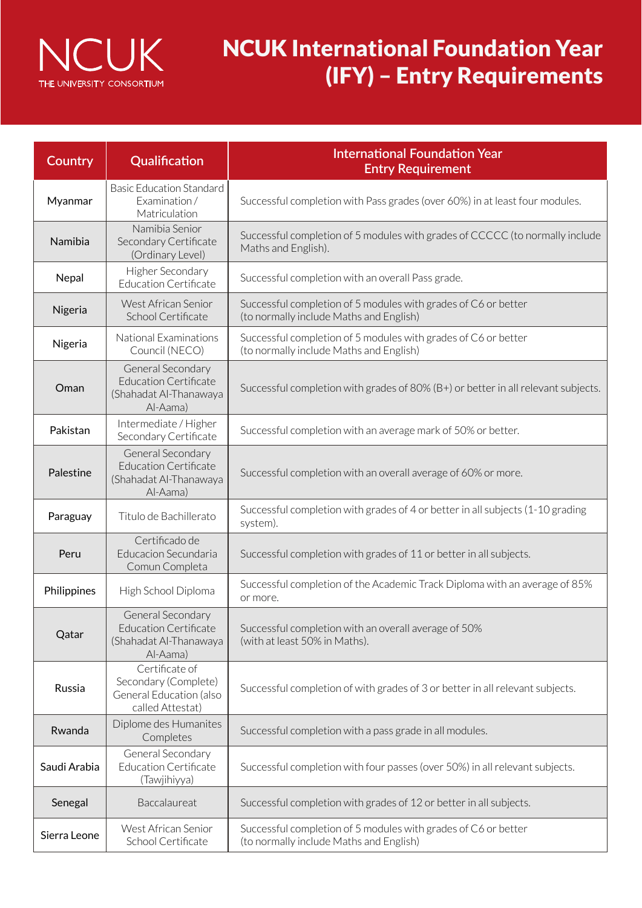NCUK
THE UNIVERSITY CONSORTIUM

# NCUK International Foundation Year (IFY) – Entry Requirements

| Country | Qualification | International Foundation Year Entry Requirement |
|---|---|---|
| Myanmar | Basic Education Standard Examination / Matriculation | Successful completion with Pass grades (over 60%) in at least four modules. |
| Namibia | Namibia Senior Secondary Certificate (Ordinary Level) | Successful completion of 5 modules with grades of CCCCC (to normally include Maths and English). |
| Nepal | Higher Secondary Education Certificate | Successful completion with an overall Pass grade. |
| Nigeria | West African Senior School Certificate | Successful completion of 5 modules with grades of C6 or better (to normally include Maths and English) |
| Nigeria | National Examinations Council (NECO) | Successful completion of 5 modules with grades of C6 or better (to normally include Maths and English) |
| Oman | General Secondary Education Certificate (Shahadat Al-Thanawaya Al-Aama) | Successful completion with grades of 80% (B+) or better in all relevant subjects. |
| Pakistan | Intermediate / Higher Secondary Certificate | Successful completion with an average mark of 50% or better. |
| Palestine | General Secondary Education Certificate (Shahadat Al-Thanawaya Al-Aama) | Successful completion with an overall average of 60% or more. |
| Paraguay | Titulo de Bachillerato | Successful completion with grades of 4 or better in all subjects (1-10 grading system). |
| Peru | Certificado de Educacion Secundaria Comun Completa | Successful completion with grades of 11 or better in all subjects. |
| Philippines | High School Diploma | Successful completion of the Academic Track Diploma with an average of 85% or more. |
| Qatar | General Secondary Education Certificate (Shahadat Al-Thanawaya Al-Aama) | Successful completion with an overall average of 50% (with at least 50% in Maths). |
| Russia | Certificate of Secondary (Complete) General Education (also called Attestat) | Successful completion of with grades of 3 or better in all relevant subjects. |
| Rwanda | Diplome des Humanites Completes | Successful completion with a pass grade in all modules. |
| Saudi Arabia | General Secondary Education Certificate (Tawjihiyya) | Successful completion with four passes (over 50%) in all relevant subjects. |
| Senegal | Baccalaureat | Successful completion with grades of 12 or better in all subjects. |
| Sierra Leone | West African Senior School Certificate | Successful completion of 5 modules with grades of C6 or better (to normally include Maths and English) |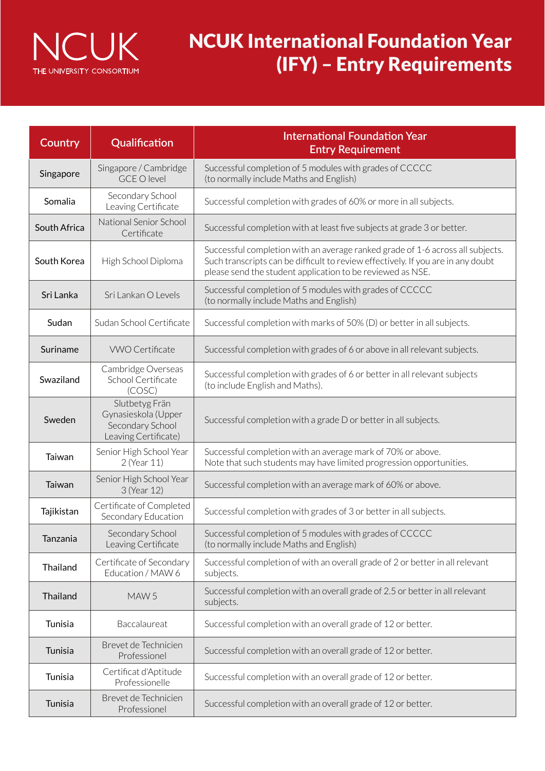NCUK
THE UNIVERSITY CONSORTIUM

# NCUK International Foundation Year (IFY) – Entry Requirements

| Country | Qualification | International Foundation Year Entry Requirement |
| --- | --- | --- |
| Singapore | Singapore / Cambridge GCE O level | Successful completion of 5 modules with grades of CCCCC (to normally include Maths and English) |
| Somalia | Secondary School Leaving Certificate | Successful completion with grades of 60% or more in all subjects. |
| South Africa | National Senior School Certificate | Successful completion with at least five subjects at grade 3 or better. |
| South Korea | High School Diploma | Successful completion with an average ranked grade of 1-6 across all subjects. Such transcripts can be difficult to review effectively. If you are in any doubt please send the student application to be reviewed as NSE. |
| Sri Lanka | Sri Lankan O Levels | Successful completion of 5 modules with grades of CCCCC (to normally include Maths and English) |
| Sudan | Sudan School Certificate | Successful completion with marks of 50% (D) or better in all subjects. |
| Suriname | VWO Certificate | Successful completion with grades of 6 or above in all relevant subjects. |
| Swaziland | Cambridge Overseas School Certificate (COSC) | Successful completion with grades of 6 or better in all relevant subjects (to include English and Maths). |
| Sweden | Slutbetyg Frän Gynasieskola (Upper Secondary School Leaving Certificate) | Successful completion with a grade D or better in all subjects. |
| Taiwan | Senior High School Year 2 (Year 11) | Successful completion with an average mark of 70% or above. Note that such students may have limited progression opportunities. |
| Taiwan | Senior High School Year 3 (Year 12) | Successful completion with an average mark of 60% or above. |
| Tajikistan | Certificate of Completed Secondary Education | Successful completion with grades of 3 or better in all subjects. |
| Tanzania | Secondary School Leaving Certificate | Successful completion of 5 modules with grades of CCCCC (to normally include Maths and English) |
| Thailand | Certificate of Secondary Education / MAW 6 | Successful completion of with an overall grade of 2 or better in all relevant subjects. |
| Thailand | MAW 5 | Successful completion with an overall grade of 2.5 or better in all relevant subjects. |
| Tunisia | Baccalaureat | Successful completion with an overall grade of 12 or better. |
| Tunisia | Brevet de Technicien Professionel | Successful completion with an overall grade of 12 or better. |
| Tunisia | Certificat d'Aptitude Professionelle | Successful completion with an overall grade of 12 or better. |
| Tunisia | Brevet de Technicien Professionel | Successful completion with an overall grade of 12 or better. |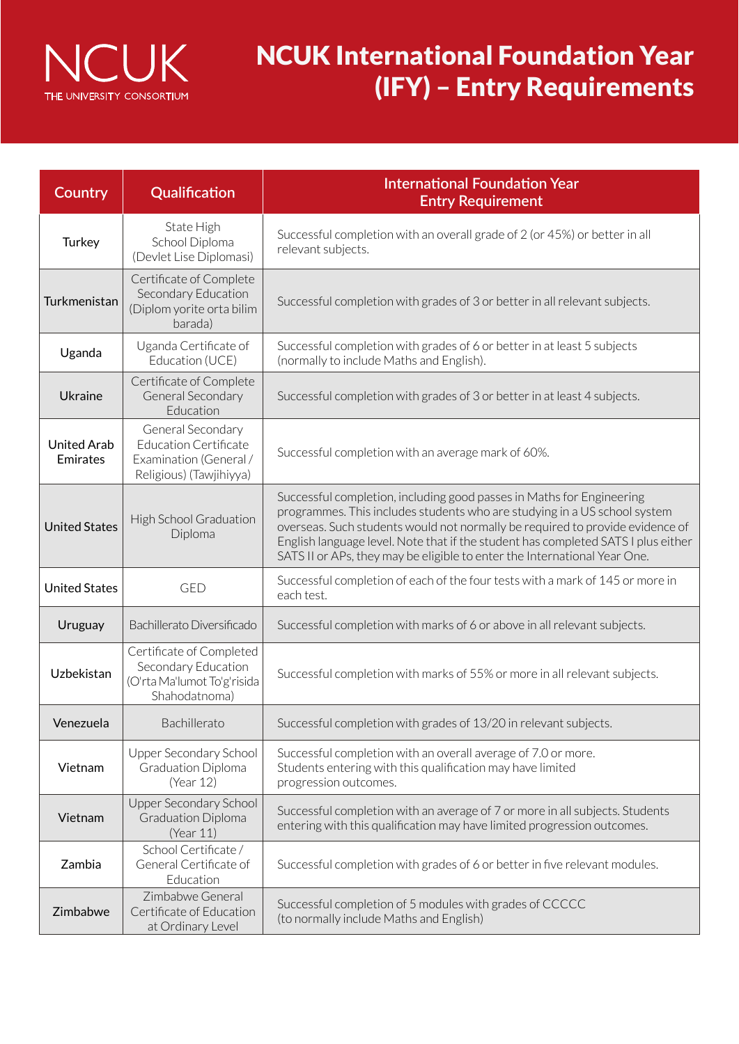# NCUK International Foundation Year (IFY) – Entry Requirements

| Country | Qualification | International Foundation Year Entry Requirement |
|---|---|---|
| Turkey | State High School Diploma (Devlet Lise Diplomasi) | Successful completion with an overall grade of 2 (or 45%) or better in all relevant subjects. |
| Turkmenistan | Certificate of Complete Secondary Education (Diplom yorite orta bilim barada) | Successful completion with grades of 3 or better in all relevant subjects. |
| Uganda | Uganda Certificate of Education (UCE) | Successful completion with grades of 6 or better in at least 5 subjects (normally to include Maths and English). |
| Ukraine | Certificate of Complete General Secondary Education | Successful completion with grades of 3 or better in at least 4 subjects. |
| United Arab Emirates | General Secondary Education Certificate Examination (General / Religious) (Tawjihiyya) | Successful completion with an average mark of 60%. |
| United States | High School Graduation Diploma | Successful completion, including good passes in Maths for Engineering programmes. This includes students who are studying in a US school system overseas. Such students would not normally be required to provide evidence of English language level. Note that if the student has completed SATS I plus either SATS II or APs, they may be eligible to enter the International Year One. |
| United States | GED | Successful completion of each of the four tests with a mark of 145 or more in each test. |
| Uruguay | Bachillerato Diversificado | Successful completion with marks of 6 or above in all relevant subjects. |
| Uzbekistan | Certificate of Completed Secondary Education (O'rta Ma'lumot To'g'risida Shahodatnoma) | Successful completion with marks of 55% or more in all relevant subjects. |
| Venezuela | Bachillerato | Successful completion with grades of 13/20 in relevant subjects. |
| Vietnam | Upper Secondary School Graduation Diploma (Year 12) | Successful completion with an overall average of 7.0 or more. Students entering with this qualification may have limited progression outcomes. |
| Vietnam | Upper Secondary School Graduation Diploma (Year 11) | Successful completion with an average of 7 or more in all subjects. Students entering with this qualification may have limited progression outcomes. |
| Zambia | School Certificate / General Certificate of Education | Successful completion with grades of 6 or better in five relevant modules. |
| Zimbabwe | Zimbabwe General Certificate of Education at Ordinary Level | Successful completion of 5 modules with grades of CCCCC (to normally include Maths and English) |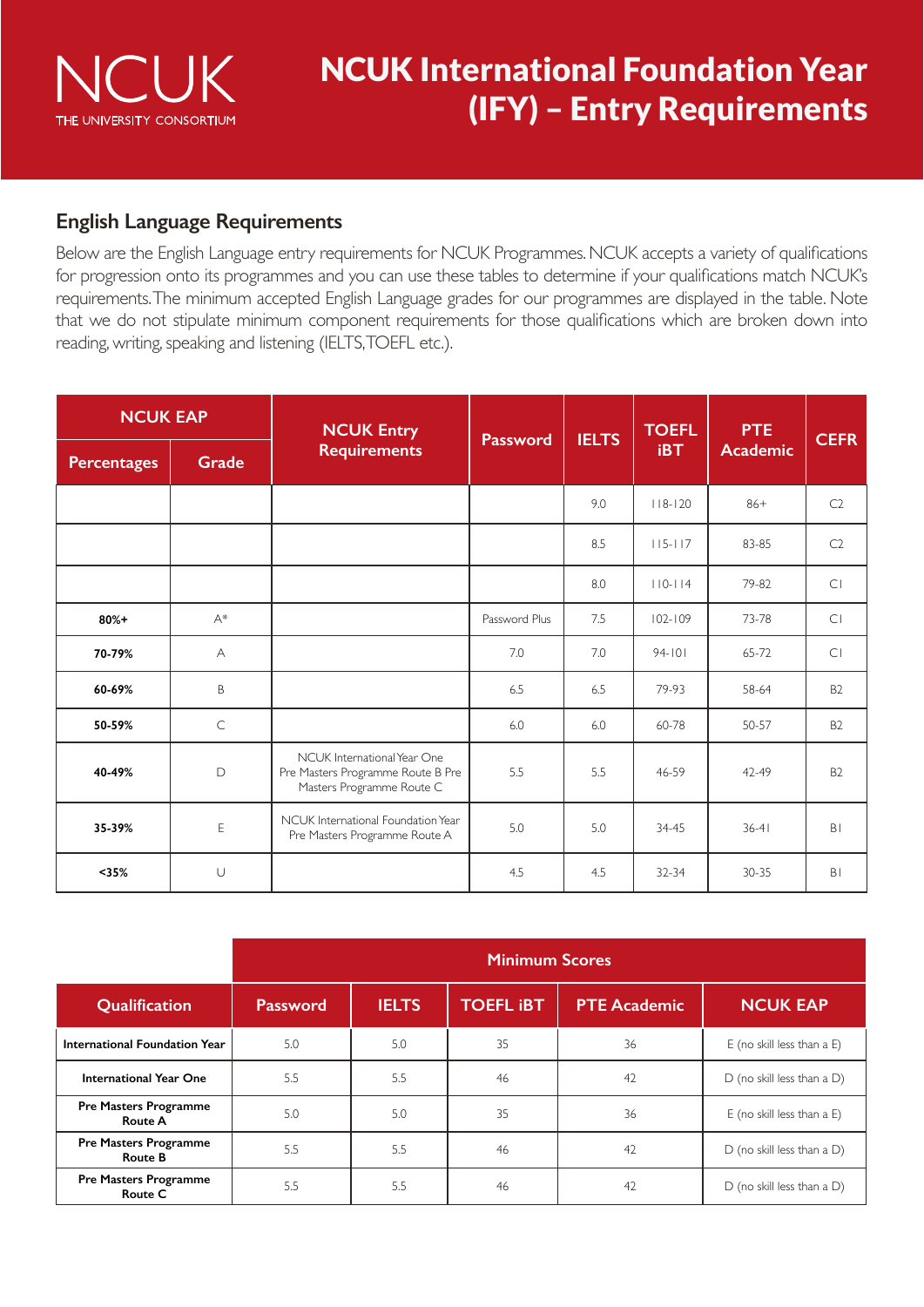NCUK
THE UNIVERSITY CONSORTIUM

# NCUK International Foundation Year (IFY) – Entry Requirements

## English Language Requirements

Below are the English Language entry requirements for NCUK Programmes. NCUK accepts a variety of qualifications for progression onto its programmes and you can use these tables to determine if your qualifications match NCUK's requirements. The minimum accepted English Language grades for our programmes are displayed in the table. Note that we do not stipulate minimum component requirements for those qualifications which are broken down into reading, writing, speaking and listening (IELTS, TOEFL etc.).

| NCUK EAP | | NCUK Entry Requirements | Password | IELTS | TOEFL iBT | PTE Academic | CEFR |
|---|---|---|---|---|---|---|---|
| Percentages | Grade | | | | | | |
| | | | | 9.0 | 118-120 | 86+ | C2 |
| | | | | 8.5 | 115-117 | 83-85 | C2 |
| | | | | 8.0 | 110-114 | 79-82 | C1 |
| 80%+ | A* | | Password Plus | 7.5 | 102-109 | 73-78 | C1 |
| 70-79% | A | | 7.0 | 7.0 | 94-101 | 65-72 | C1 |
| 60-69% | B | | 6.5 | 6.5 | 79-93 | 58-64 | B2 |
| 50-59% | C | | 6.0 | 6.0 | 60-78 | 50-57 | B2 |
| 40-49% | D | NCUK International Year One Pre Masters Programme Route B Pre Masters Programme Route C | 5.5 | 5.5 | 46-59 | 42-49 | B2 |
| 35-39% | E | NCUK International Foundation Year Pre Masters Programme Route A | 5.0 | 5.0 | 34-45 | 36-41 | B1 |
| <35% | U | | 4.5 | 4.5 | 32-34 | 30-35 | B1 |

| | Minimum Scores | | | | |
|---|---|---|---|---|---|
| Qualification | Password | IELTS | TOEFL iBT | PTE Academic | NCUK EAP |
| International Foundation Year | 5.0 | 5.0 | 35 | 36 | E (no skill less than a E) |
| International Year One | 5.5 | 5.5 | 46 | 42 | D (no skill less than a D) |
| Pre Masters Programme Route A | 5.0 | 5.0 | 35 | 36 | E (no skill less than a E) |
| Pre Masters Programme Route B | 5.5 | 5.5 | 46 | 42 | D (no skill less than a D) |
| Pre Masters Programme Route C | 5.5 | 5.5 | 46 | 42 | D (no skill less than a D) |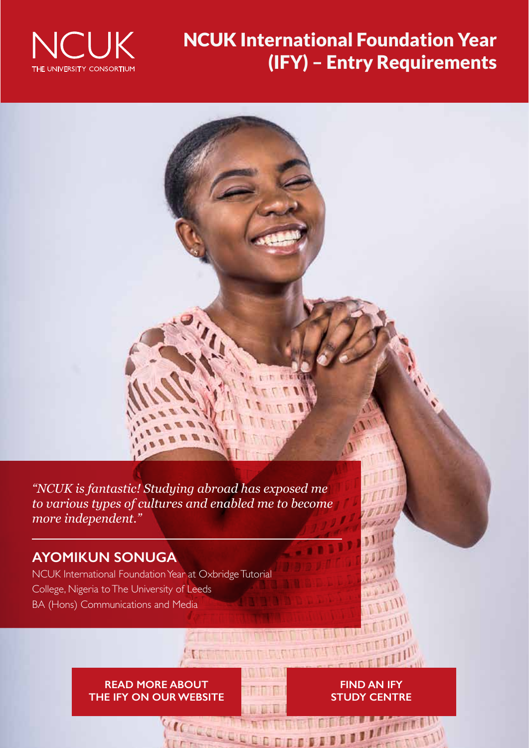NCUK
THE UNIVERSITY CONSORTIUM

# NCUK International Foundation Year (IFY) – Entry Requirements

*"NCUK is fantastic! Studying abroad has exposed me to various types of cultures and enabled me to become more independent."*

## AYOMIKUN SONUGA

NCUK International Foundation Year at Oxbridge Tutorial College, Nigeria to The University of Leeds
BA (Hons) Communications and Media

**READ MORE ABOUT THE IFY ON OUR WEBSITE**

**FIND AN IFY STUDY CENTRE**